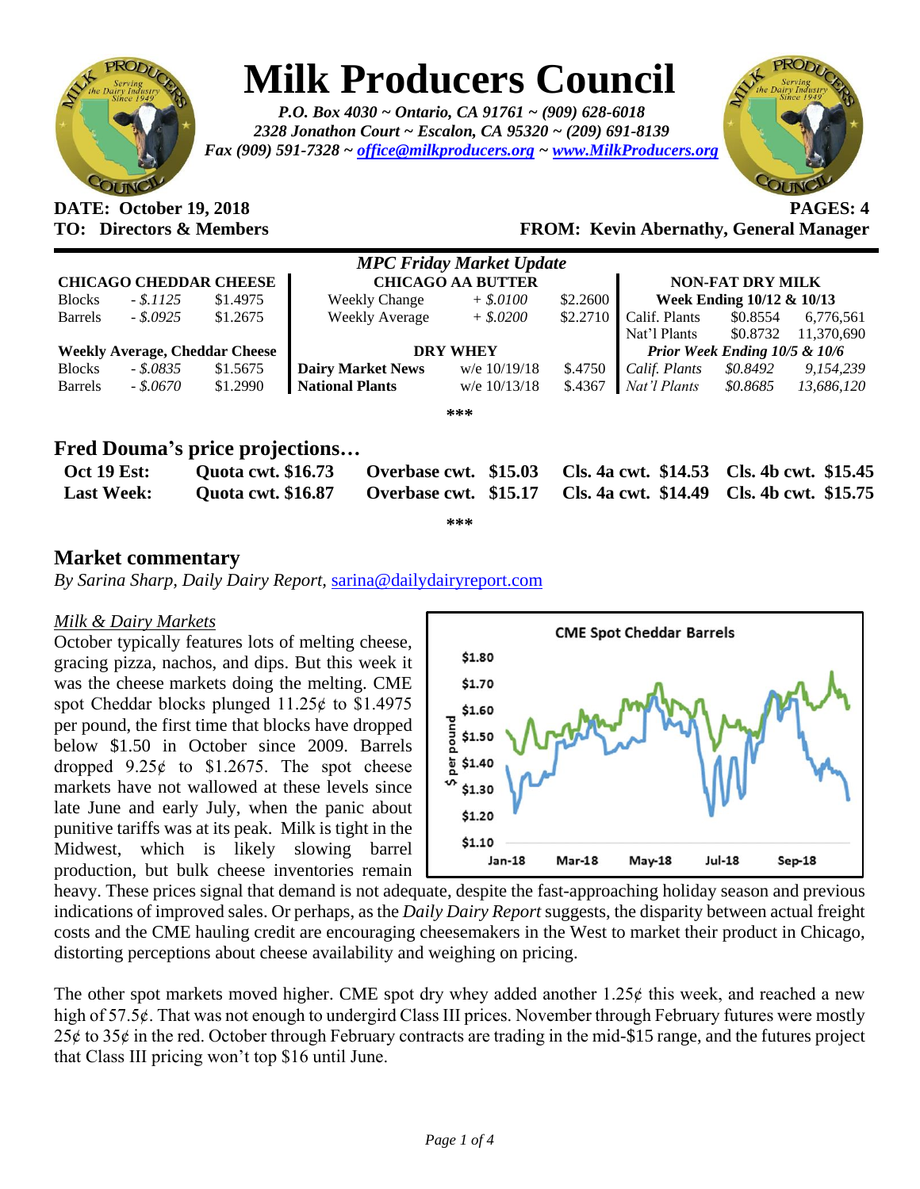# Milk Producers Council

*P.O. Box 4030 ~ Ontario, CA 91761 ~ (909) 628-6018*
*2328 Jonathon Court ~ Escalon, CA 95320 ~ (209) 691-8139*
*Fax (909) 591-7328 ~ office@milkproducers.org ~ www.MilkProducers.org*

**DATE: October 19, 2018** **PAGES: 4**
**TO: Directors & Members** **FROM: Kevin Abernathy, General Manager**

*MPC Friday Market Update*

| CHICAGO CHEDDAR CHEESE | | | CHICAGO AA BUTTER | | | NON-FAT DRY MILK | | |
|---|---|---|---|---|---|---|---|---|
| Blocks | *- $.1125* | $1.4975 | Weekly Change | *+ $.0100* | $2.2600 | Week Ending 10/12 & 10/13 | | |
| Barrels | *- $.0925* | $1.2675 | Weekly Average | *+ $.0200* | $2.2710 | Calif. Plants | $0.8554 | 6,776,561 |
| | | | | | | Nat'l Plants | $0.8732 | 11,370,690 |
| **Weekly Average, Cheddar Cheese** | | | **DRY WHEY** | | | *Prior Week Ending 10/5 & 10/6* | | |
| Blocks | *- $.0835* | $1.5675 | **Dairy Market News** | w/e 10/19/18 | $.4750 | *Calif. Plants* | *$0.8492* | *9,154,239* |
| Barrels | *- $.0670* | $1.2990 | **National Plants** | w/e 10/13/18 | $.4367 | *Nat'l Plants* | *$0.8685* | *13,686,120* |

***

## Fred Douma's price projections…

| | | | | |
|---|---|---|---|---|
| **Oct 19 Est:** | **Quota cwt. $16.73** | **Overbase cwt. $15.03** | **Cls. 4a cwt. $14.53** | **Cls. 4b cwt. $15.45** |
| **Last Week:** | **Quota cwt. $16.87** | **Overbase cwt. $15.17** | **Cls. 4a cwt. $14.49** | **Cls. 4b cwt. $15.75** |

***

## Market commentary

*By Sarina Sharp, Daily Dairy Report,* sarina@dailydairyreport.com

*Milk & Dairy Markets*

October typically features lots of melting cheese, gracing pizza, nachos, and dips. But this week it was the cheese markets doing the melting. CME spot Cheddar blocks plunged 11.25¢ to $1.4975 per pound, the first time that blocks have dropped below $1.50 in October since 2009. Barrels dropped 9.25¢ to $1.2675. The spot cheese markets have not wallowed at these levels since late June and early July, when the panic about punitive tariffs was at its peak. Milk is tight in the Midwest, which is likely slowing barrel production, but bulk cheese inventories remain heavy. These prices signal that demand is not adequate, despite the fast-approaching holiday season and previous indications of improved sales. Or perhaps, as the *Daily Dairy Report* suggests, the disparity between actual freight costs and the CME hauling credit are encouraging cheesemakers in the West to market their product in Chicago, distorting perceptions about cheese availability and weighing on pricing.

The other spot markets moved higher. CME spot dry whey added another 1.25¢ this week, and reached a new high of 57.5¢. That was not enough to undergird Class III prices. November through February futures were mostly 25¢ to 35¢ in the red. October through February contracts are trading in the mid-$15 range, and the futures project that Class III pricing won't top $16 until June.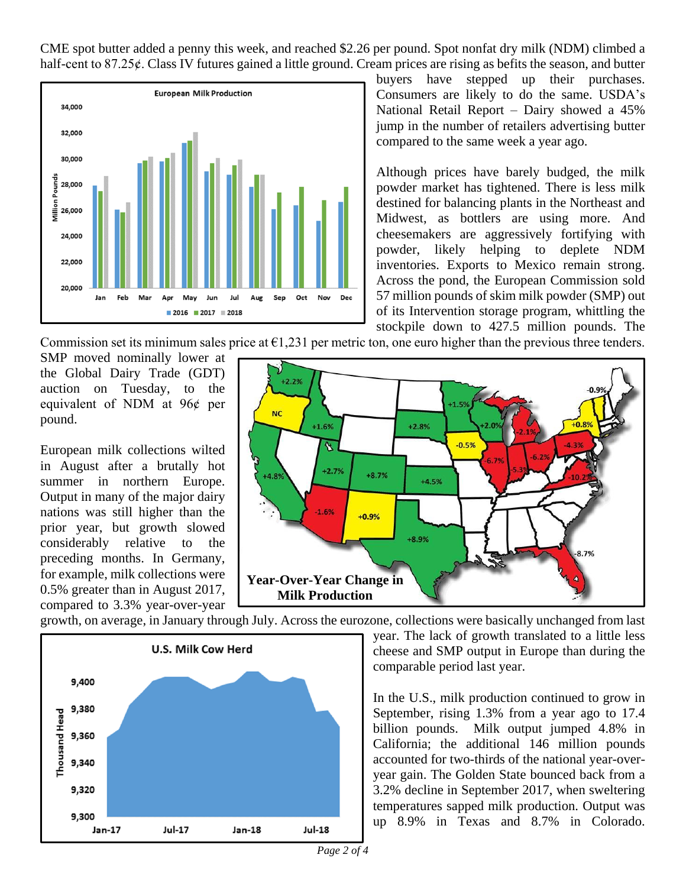CME spot butter added a penny this week, and reached $2.26 per pound. Spot nonfat dry milk (NDM) climbed a half-cent to 87.25¢. Class IV futures gained a little ground. Cream prices are rising as befits the season, and butter buyers have stepped up their purchases. Consumers are likely to do the same. USDA's National Retail Report – Dairy showed a 45% jump in the number of retailers advertising butter compared to the same week a year ago.

Although prices have barely budged, the milk powder market has tightened. There is less milk destined for balancing plants in the Northeast and Midwest, as bottlers are using more. And cheesemakers are aggressively fortifying with powder, likely helping to deplete NDM inventories. Exports to Mexico remain strong. Across the pond, the European Commission sold 57 million pounds of skim milk powder (SMP) out of its Intervention storage program, whittling the stockpile down to 427.5 million pounds. The Commission set its minimum sales price at €1,231 per metric ton, one euro higher than the previous three tenders. SMP moved nominally lower at the Global Dairy Trade (GDT) auction on Tuesday, to the equivalent of NDM at 96¢ per pound.

European milk collections wilted in August after a brutally hot summer in northern Europe. Output in many of the major dairy nations was still higher than the prior year, but growth slowed considerably relative to the preceding months. In Germany, for example, milk collections were 0.5% greater than in August 2017, compared to 3.3% year-over-year growth, on average, in January through July. Across the eurozone, collections were basically unchanged from last year. The lack of growth translated to a little less cheese and SMP output in Europe than during the comparable period last year.

In the U.S., milk production continued to grow in September, rising 1.3% from a year ago to 17.4 billion pounds. Milk output jumped 4.8% in California; the additional 146 million pounds accounted for two-thirds of the national year-over-year gain. The Golden State bounced back from a 3.2% decline in September 2017, when sweltering temperatures sapped milk production. Output was up 8.9% in Texas and 8.7% in Colorado.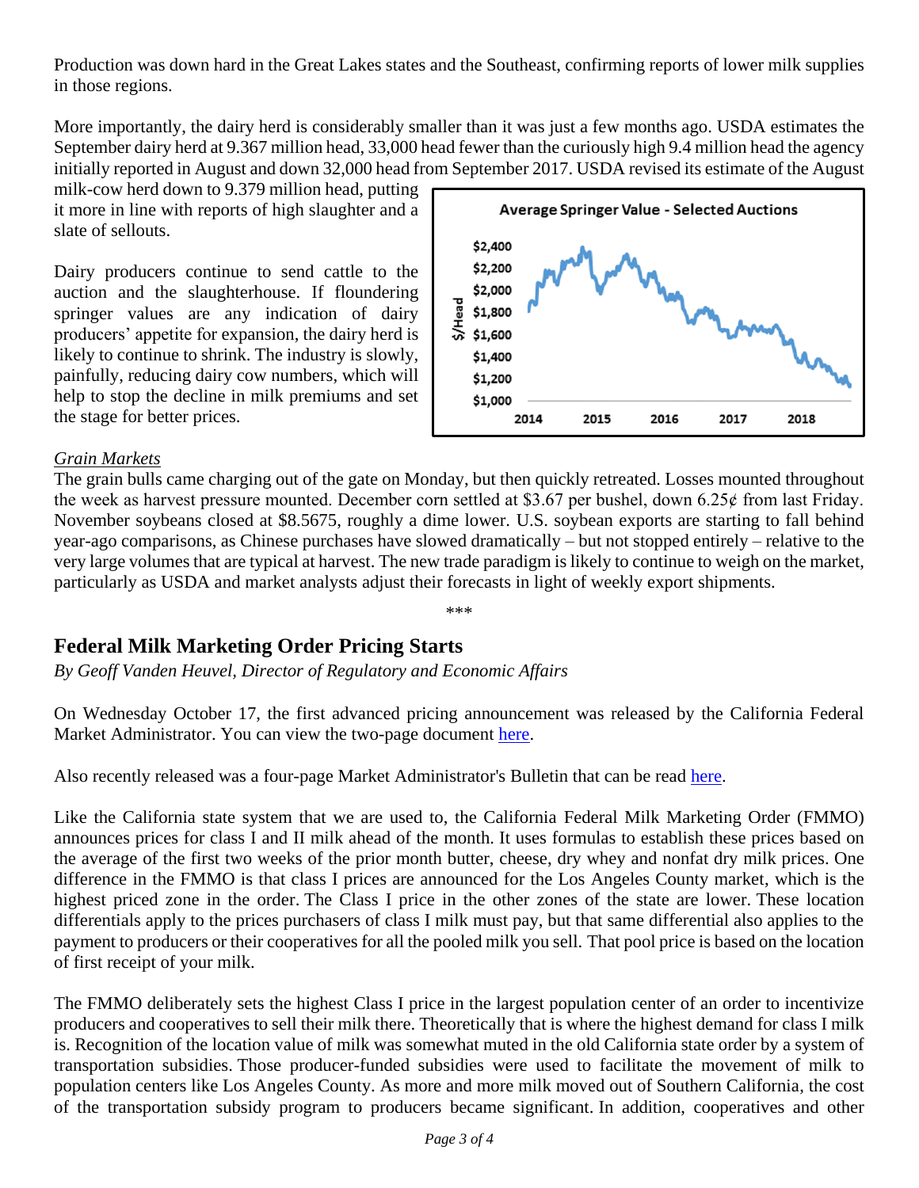Production was down hard in the Great Lakes states and the Southeast, confirming reports of lower milk supplies in those regions.

More importantly, the dairy herd is considerably smaller than it was just a few months ago. USDA estimates the September dairy herd at 9.367 million head, 33,000 head fewer than the curiously high 9.4 million head the agency initially reported in August and down 32,000 head from September 2017. USDA revised its estimate of the August milk-cow herd down to 9.379 million head, putting it more in line with reports of high slaughter and a slate of sellouts.

Dairy producers continue to send cattle to the auction and the slaughterhouse. If floundering springer values are any indication of dairy producers' appetite for expansion, the dairy herd is likely to continue to shrink. The industry is slowly, painfully, reducing dairy cow numbers, which will help to stop the decline in milk premiums and set the stage for better prices.

*Grain Markets*

The grain bulls came charging out of the gate on Monday, but then quickly retreated. Losses mounted throughout the week as harvest pressure mounted. December corn settled at $3.67 per bushel, down 6.25¢ from last Friday. November soybeans closed at $8.5675, roughly a dime lower. U.S. soybean exports are starting to fall behind year-ago comparisons, as Chinese purchases have slowed dramatically – but not stopped entirely – relative to the very large volumes that are typical at harvest. The new trade paradigm is likely to continue to weigh on the market, particularly as USDA and market analysts adjust their forecasts in light of weekly export shipments.

\*\*\*

## Federal Milk Marketing Order Pricing Starts

*By Geoff Vanden Heuvel, Director of Regulatory and Economic Affairs*

On Wednesday October 17, the first advanced pricing announcement was released by the California Federal Market Administrator. You can view the two-page document here.

Also recently released was a four-page Market Administrator's Bulletin that can be read here.

Like the California state system that we are used to, the California Federal Milk Marketing Order (FMMO) announces prices for class I and II milk ahead of the month. It uses formulas to establish these prices based on the average of the first two weeks of the prior month butter, cheese, dry whey and nonfat dry milk prices. One difference in the FMMO is that class I prices are announced for the Los Angeles County market, which is the highest priced zone in the order. The Class I price in the other zones of the state are lower. These location differentials apply to the prices purchasers of class I milk must pay, but that same differential also applies to the payment to producers or their cooperatives for all the pooled milk you sell. That pool price is based on the location of first receipt of your milk.

The FMMO deliberately sets the highest Class I price in the largest population center of an order to incentivize producers and cooperatives to sell their milk there. Theoretically that is where the highest demand for class I milk is. Recognition of the location value of milk was somewhat muted in the old California state order by a system of transportation subsidies. Those producer-funded subsidies were used to facilitate the movement of milk to population centers like Los Angeles County. As more and more milk moved out of Southern California, the cost of the transportation subsidy program to producers became significant. In addition, cooperatives and other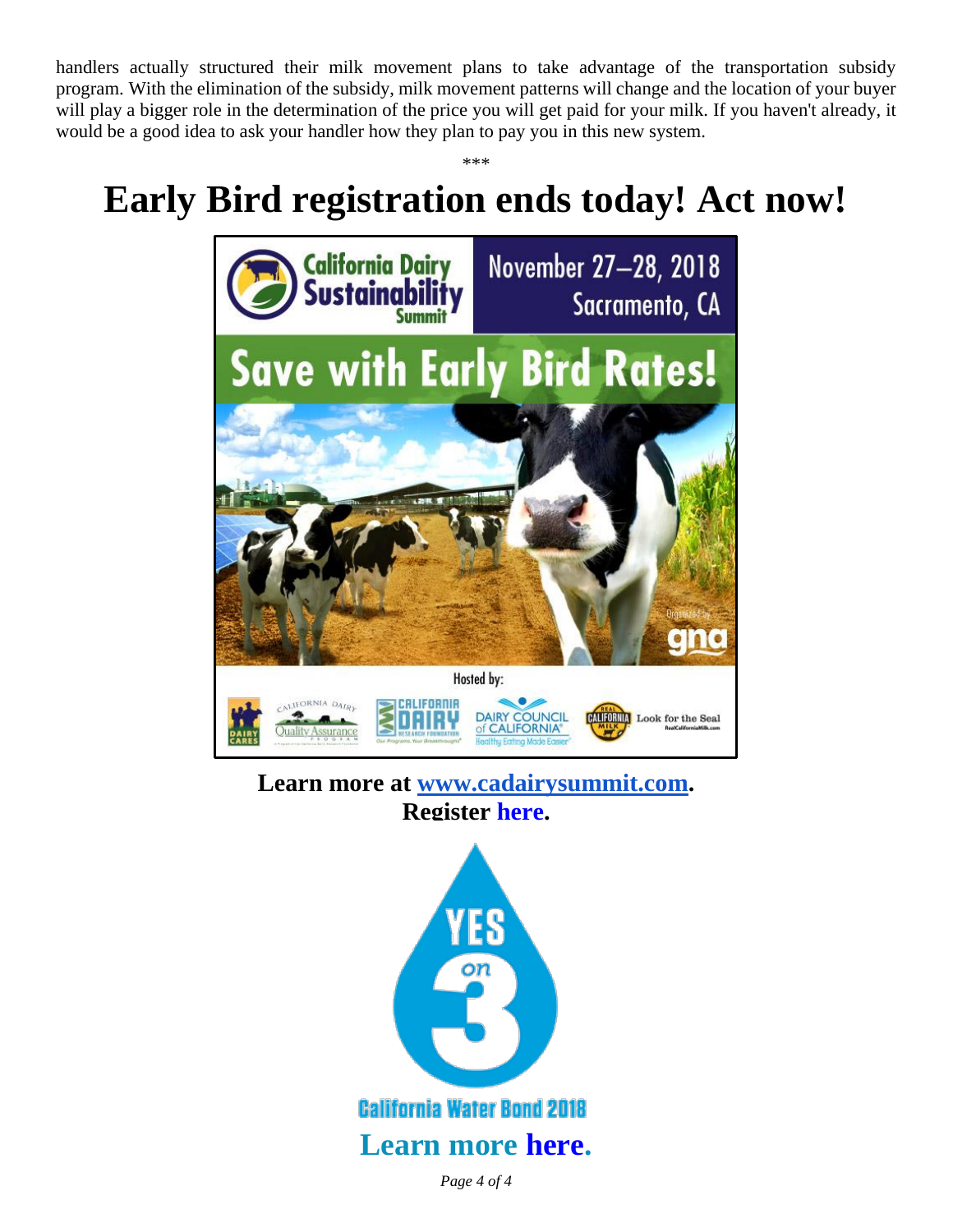handlers actually structured their milk movement plans to take advantage of the transportation subsidy program. With the elimination of the subsidy, milk movement patterns will change and the location of your buyer will play a bigger role in the determination of the price you will get paid for your milk. If you haven't already, it would be a good idea to ask your handler how they plan to pay you in this new system.

\*\*\*

# Early Bird registration ends today! Act now!

**Learn more at [www.cadairysummit.com](http://www.cadairysummit.com).**
**Register here.**

**Learn more here.**